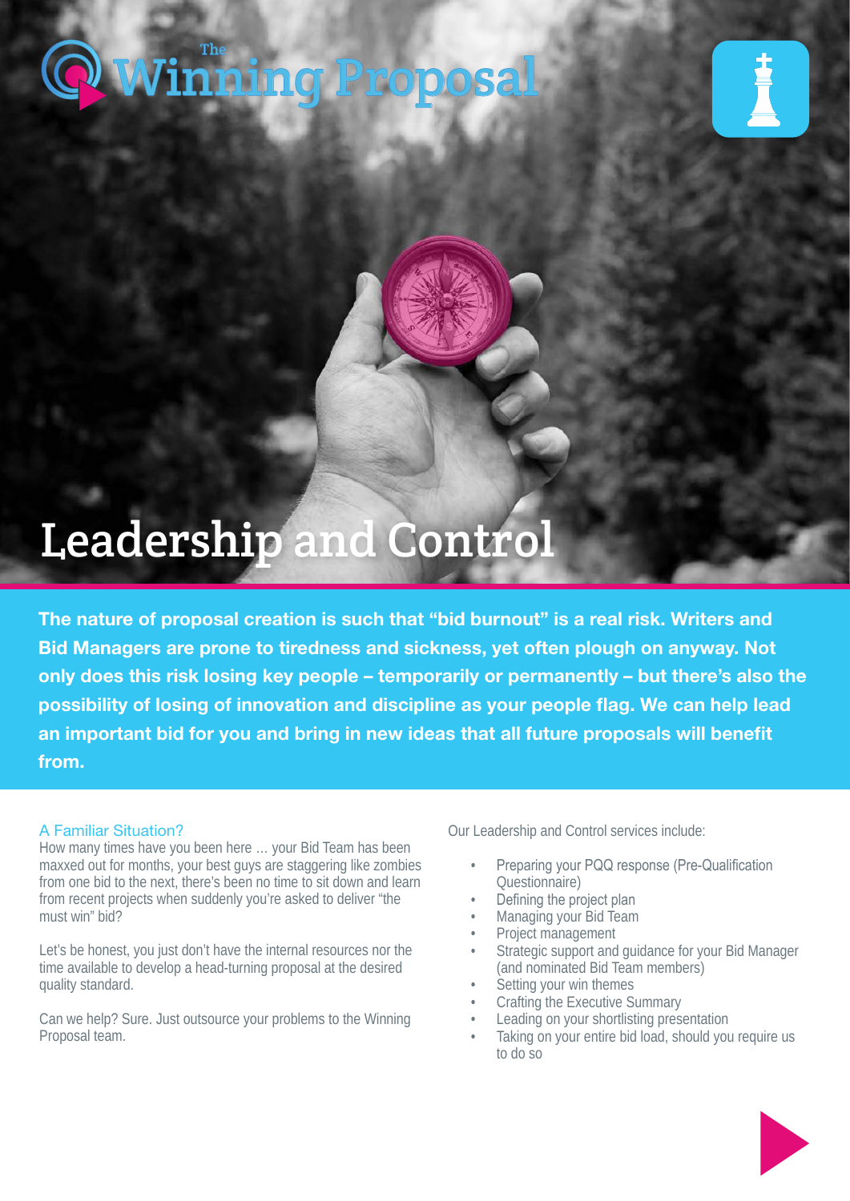The Winning Proposal

# Leadership and Control

**The nature of proposal creation is such that "bid burnout" is a real risk. Writers and Bid Managers are prone to tiredness and sickness, yet often plough on anyway. Not only does this risk losing key people – temporarily or permanently – but there's also the possibility of losing of innovation and discipline as your people flag. We can help lead an important bid for you and bring in new ideas that all future proposals will benefit from.**

## A Familiar Situation?

How many times have you been here ... your Bid Team has been maxxed out for months, your best guys are staggering like zombies from one bid to the next, there's been no time to sit down and learn from recent projects when suddenly you're asked to deliver "the must win" bid?

Let's be honest, you just don't have the internal resources nor the time available to develop a head-turning proposal at the desired quality standard.

Can we help? Sure. Just outsource your problems to the Winning Proposal team.

Our Leadership and Control services include:

- Preparing your PQQ response (Pre-Qualification Questionnaire)
- Defining the project plan
- Managing your Bid Team
- Project management
- Strategic support and guidance for your Bid Manager (and nominated Bid Team members)
- Setting your win themes
- Crafting the Executive Summary
- Leading on your shortlisting presentation
- Taking on your entire bid load, should you require us to do so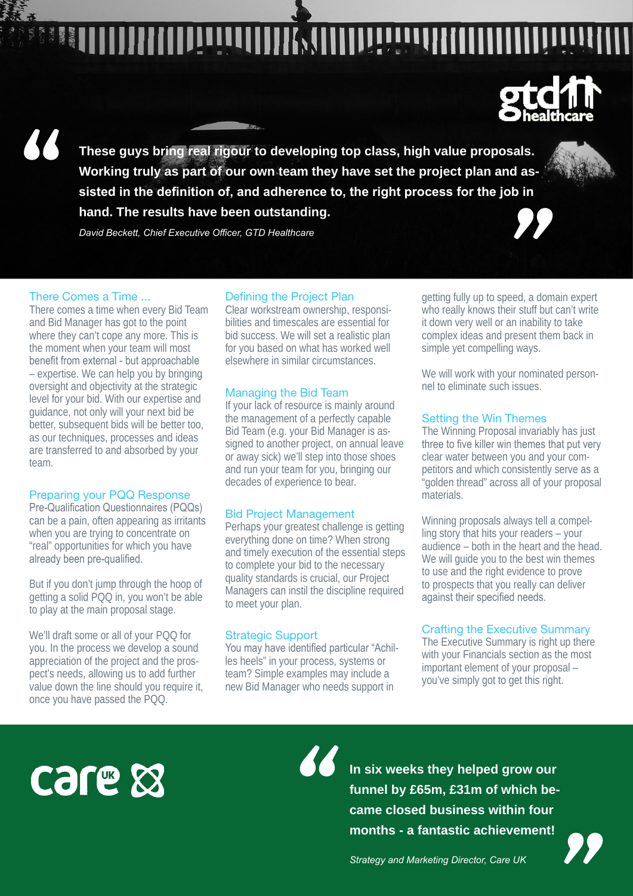> **These guys bring real rigour to developing top class, high value proposals. Working truly as part of our own team they have set the project plan and assisted in the definition of, and adherence to, the right process for the job in hand. The results have been outstanding.**
>
> *David Beckett, Chief Executive Officer, GTD Healthcare*

## There Comes a Time ...

There comes a time when every Bid Team and Bid Manager has got to the point where they can't cope any more. This is the moment when your team will most benefit from external - but approachable – expertise. We can help you by bringing oversight and objectivity at the strategic level for your bid. With our expertise and guidance, not only will your next bid be better, subsequent bids will be better too, as our techniques, processes and ideas are transferred to and absorbed by your team.

## Preparing your PQQ Response

Pre-Qualification Questionnaires (PQQs) can be a pain, often appearing as irritants when you are trying to concentrate on "real" opportunities for which you have already been pre-qualified.

But if you don't jump through the hoop of getting a solid PQQ in, you won't be able to play at the main proposal stage.

We'll draft some or all of your PQQ for you. In the process we develop a sound appreciation of the project and the prospect's needs, allowing us to add further value down the line should you require it, once you have passed the PQQ.

## Defining the Project Plan

Clear workstream ownership, responsibilities and timescales are essential for bid success. We will set a realistic plan for you based on what has worked well elsewhere in similar circumstances.

## Managing the Bid Team

If your lack of resource is mainly around the management of a perfectly capable Bid Team (e.g. your Bid Manager is assigned to another project, on annual leave or away sick) we'll step into those shoes and run your team for you, bringing our decades of experience to bear.

## Bid Project Management

Perhaps your greatest challenge is getting everything done on time? When strong and timely execution of the essential steps to complete your bid to the necessary quality standards is crucial, our Project Managers can instil the discipline required to meet your plan.

## Strategic Support

You may have identified particular "Achilles heels" in your process, systems or team? Simple examples may include a new Bid Manager who needs support in getting fully up to speed, a domain expert who really knows their stuff but can't write it down very well or an inability to take complex ideas and present them back in simple yet compelling ways.

We will work with your nominated personnel to eliminate such issues.

## Setting the Win Themes

The Winning Proposal invariably has just three to five killer win themes that put very clear water between you and your competitors and which consistently serve as a "golden thread" across all of your proposal materials.

Winning proposals always tell a compelling story that hits your readers – your audience – both in the heart and the head. We will guide you to the best win themes to use and the right evidence to prove to prospects that you really can deliver against their specified needs.

## Crafting the Executive Summary

The Executive Summary is right up there with your Financials section as the most important element of your proposal – you've simply got to get this right.

> **In six weeks they helped grow our funnel by £65m, £31m of which became closed business within four months - a fantastic achievement!**
>
> *Strategy and Marketing Director, Care UK*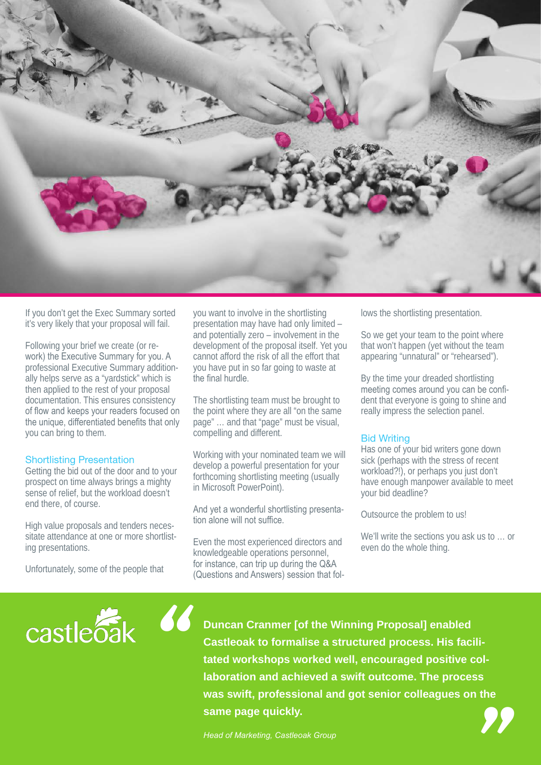If you don't get the Exec Summary sorted it's very likely that your proposal will fail.

Following your brief we create (or re-work) the Executive Summary for you. A professional Executive Summary additionally helps serve as a "yardstick" which is then applied to the rest of your proposal documentation. This ensures consistency of flow and keeps your readers focused on the unique, differentiated benefits that only you can bring to them.

## Shortlisting Presentation

Getting the bid out of the door and to your prospect on time always brings a mighty sense of relief, but the workload doesn't end there, of course.

High value proposals and tenders necessitate attendance at one or more shortlisting presentations.

Unfortunately, some of the people that you want to involve in the shortlisting presentation may have had only limited – and potentially zero – involvement in the development of the proposal itself. Yet you cannot afford the risk of all the effort that you have put in so far going to waste at the final hurdle.

The shortlisting team must be brought to the point where they are all "on the same page" … and that "page" must be visual, compelling and different.

Working with your nominated team we will develop a powerful presentation for your forthcoming shortlisting meeting (usually in Microsoft PowerPoint).

And yet a wonderful shortlisting presentation alone will not suffice.

Even the most experienced directors and knowledgeable operations personnel, for instance, can trip up during the Q&A (Questions and Answers) session that follows the shortlisting presentation.

So we get your team to the point where that won't happen (yet without the team appearing "unnatural" or "rehearsed").

By the time your dreaded shortlisting meeting comes around you can be confident that everyone is going to shine and really impress the selection panel.

## Bid Writing

Has one of your bid writers gone down sick (perhaps with the stress of recent workload?!), or perhaps you just don't have enough manpower available to meet your bid deadline?

Outsource the problem to us!

We'll write the sections you ask us to … or even do the whole thing.

castleoak

> **Duncan Cranmer [of the Winning Proposal] enabled Castleoak to formalise a structured process. His facilitated workshops worked well, encouraged positive collaboration and achieved a swift outcome. The process was swift, professional and got senior colleagues on the same page quickly.**
>
> *Head of Marketing, Castleoak Group*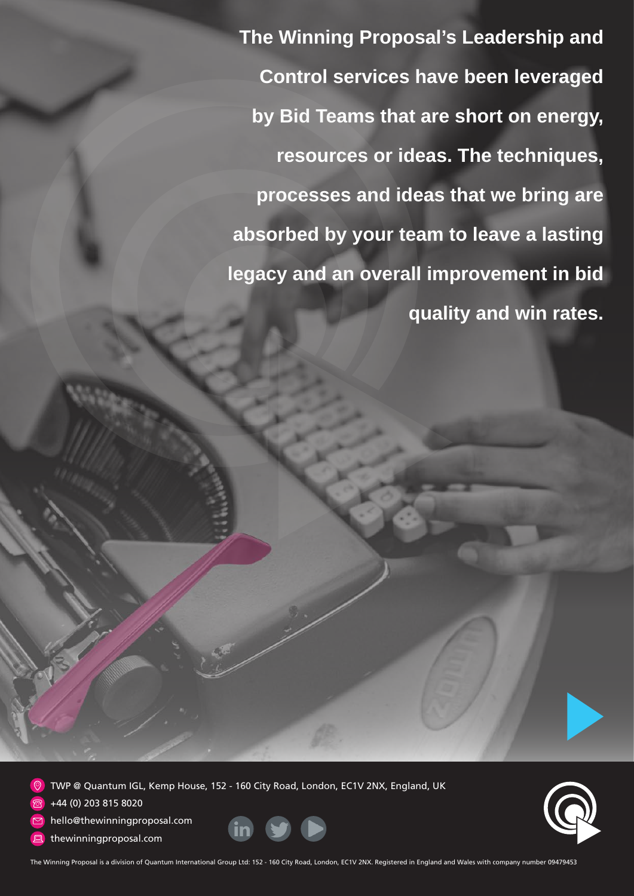**The Winning Proposal's Leadership and Control services have been leveraged by Bid Teams that are short on energy, resources or ideas. The techniques, processes and ideas that we bring are absorbed by your team to leave a lasting legacy and an overall improvement in bid quality and win rates.**

TWP @ Quantum IGL, Kemp House, 152 - 160 City Road, London, EC1V 2NX, England, UK

+44 (0) 203 815 8020

hello@thewinningproposal.com

thewinningproposal.com

The Winning Proposal is a division of Quantum International Group Ltd: 152 - 160 City Road, London, EC1V 2NX. Registered in England and Wales with company number 09479453